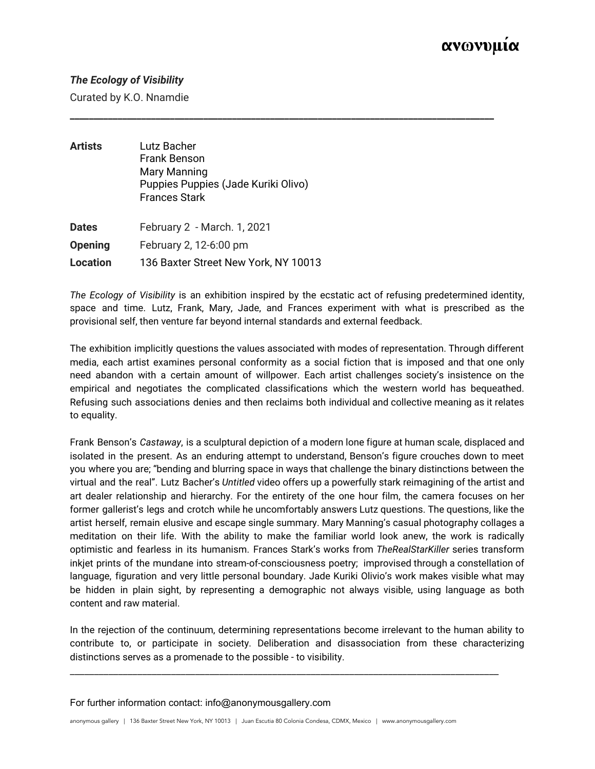ανωνυμία

***The Ecology of Visibility***

Curated by K.O. Nnamdie

---

| | |
|---|---|
| **Artists** | Lutz Bacher<br>Frank Benson<br>Mary Manning<br>Puppies Puppies (Jade Kuriki Olivo)<br>Frances Stark |
| **Dates** | February 2 - March. 1, 2021 |
| **Opening** | February 2, 12-6:00 pm |
| **Location** | 136 Baxter Street New York, NY 10013 |

*The Ecology of Visibility* is an exhibition inspired by the ecstatic act of refusing predetermined identity, space and time. Lutz, Frank, Mary, Jade, and Frances experiment with what is prescribed as the provisional self, then venture far beyond internal standards and external feedback.

The exhibition implicitly questions the values associated with modes of representation. Through different media, each artist examines personal conformity as a social fiction that is imposed and that one only need abandon with a certain amount of willpower. Each artist challenges society's insistence on the empirical and negotiates the complicated classifications which the western world has bequeathed. Refusing such associations denies and then reclaims both individual and collective meaning as it relates to equality.

Frank Benson's *Castaway*, is a sculptural depiction of a modern lone figure at human scale, displaced and isolated in the present. As an enduring attempt to understand, Benson's figure crouches down to meet you where you are; "bending and blurring space in ways that challenge the binary distinctions between the virtual and the real". Lutz Bacher's *Untitled* video offers up a powerfully stark reimagining of the artist and art dealer relationship and hierarchy. For the entirety of the one hour film, the camera focuses on her former gallerist's legs and crotch while he uncomfortably answers Lutz questions. The questions, like the artist herself, remain elusive and escape single summary. Mary Manning's casual photography collages a meditation on their life. With the ability to make the familiar world look anew, the work is radically optimistic and fearless in its humanism. Frances Stark's works from *TheRealStarKiller* series transform inkjet prints of the mundane into stream-of-consciousness poetry; improvised through a constellation of language, figuration and very little personal boundary. Jade Kuriki Olivio's work makes visible what may be hidden in plain sight, by representing a demographic not always visible, using language as both content and raw material.

In the rejection of the continuum, determining representations become irrelevant to the human ability to contribute to, or participate in society. Deliberation and disassociation from these characterizing distinctions serves as a promenade to the possible - to visibility.

---

For further information contact: info@anonymousgallery.com

anonymous gallery | 136 Baxter Street New York, NY 10013 | Juan Escutia 80 Colonia Condesa, CDMX, Mexico | www.anonymousgallery.com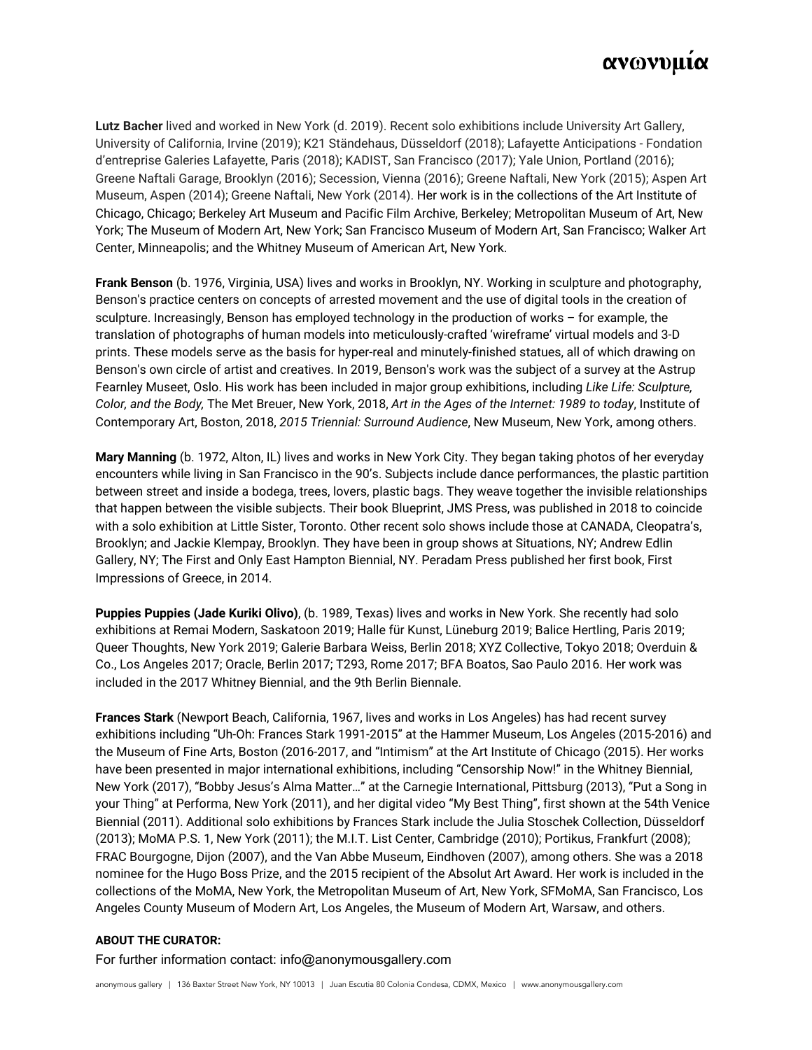**Lutz Bacher** lived and worked in New York (d. 2019). Recent solo exhibitions include University Art Gallery, University of California, Irvine (2019); K21 Ständehaus, Düsseldorf (2018); Lafayette Anticipations - Fondation d'entreprise Galeries Lafayette, Paris (2018); KADIST, San Francisco (2017); Yale Union, Portland (2016); Greene Naftali Garage, Brooklyn (2016); Secession, Vienna (2016); Greene Naftali, New York (2015); Aspen Art Museum, Aspen (2014); Greene Naftali, New York (2014). Her work is in the collections of the Art Institute of Chicago, Chicago; Berkeley Art Museum and Pacific Film Archive, Berkeley; Metropolitan Museum of Art, New York; The Museum of Modern Art, New York; San Francisco Museum of Modern Art, San Francisco; Walker Art Center, Minneapolis; and the Whitney Museum of American Art, New York.

**Frank Benson** (b. 1976, Virginia, USA) lives and works in Brooklyn, NY. Working in sculpture and photography, Benson's practice centers on concepts of arrested movement and the use of digital tools in the creation of sculpture. Increasingly, Benson has employed technology in the production of works – for example, the translation of photographs of human models into meticulously-crafted 'wireframe' virtual models and 3-D prints. These models serve as the basis for hyper-real and minutely-finished statues, all of which drawing on Benson's own circle of artist and creatives. In 2019, Benson's work was the subject of a survey at the Astrup Fearnley Museet, Oslo. His work has been included in major group exhibitions, including *Like Life: Sculpture, Color, and the Body,* The Met Breuer, New York, 2018, *Art in the Ages of the Internet: 1989 to today*, Institute of Contemporary Art, Boston, 2018, *2015 Triennial: Surround Audience*, New Museum, New York, among others.

**Mary Manning** (b. 1972, Alton, IL) lives and works in New York City. They began taking photos of her everyday encounters while living in San Francisco in the 90's. Subjects include dance performances, the plastic partition between street and inside a bodega, trees, lovers, plastic bags. They weave together the invisible relationships that happen between the visible subjects. Their book Blueprint, JMS Press, was published in 2018 to coincide with a solo exhibition at Little Sister, Toronto. Other recent solo shows include those at CANADA, Cleopatra's, Brooklyn; and Jackie Klempay, Brooklyn. They have been in group shows at Situations, NY; Andrew Edlin Gallery, NY; The First and Only East Hampton Biennial, NY. Peradam Press published her first book, First Impressions of Greece, in 2014.

**Puppies Puppies (Jade Kuriki Olivo)**, (b. 1989, Texas) lives and works in New York. She recently had solo exhibitions at Remai Modern, Saskatoon 2019; Halle für Kunst, Lüneburg 2019; Balice Hertling, Paris 2019; Queer Thoughts, New York 2019; Galerie Barbara Weiss, Berlin 2018; XYZ Collective, Tokyo 2018; Overduin & Co., Los Angeles 2017; Oracle, Berlin 2017; T293, Rome 2017; BFA Boatos, Sao Paulo 2016. Her work was included in the 2017 Whitney Biennial, and the 9th Berlin Biennale.

**Frances Stark** (Newport Beach, California, 1967, lives and works in Los Angeles) has had recent survey exhibitions including "Uh-Oh: Frances Stark 1991-2015" at the Hammer Museum, Los Angeles (2015-2016) and the Museum of Fine Arts, Boston (2016-2017, and "Intimism" at the Art Institute of Chicago (2015). Her works have been presented in major international exhibitions, including "Censorship Now!" in the Whitney Biennial, New York (2017), "Bobby Jesus's Alma Matter…" at the Carnegie International, Pittsburg (2013), "Put a Song in your Thing" at Performa, New York (2011), and her digital video "My Best Thing", first shown at the 54th Venice Biennial (2011). Additional solo exhibitions by Frances Stark include the Julia Stoschek Collection, Düsseldorf (2013); MoMA P.S. 1, New York (2011); the M.I.T. List Center, Cambridge (2010); Portikus, Frankfurt (2008); FRAC Bourgogne, Dijon (2007), and the Van Abbe Museum, Eindhoven (2007), among others. She was a 2018 nominee for the Hugo Boss Prize, and the 2015 recipient of the Absolut Art Award. Her work is included in the collections of the MoMA, New York, the Metropolitan Museum of Art, New York, SFMoMA, San Francisco, Los Angeles County Museum of Modern Art, Los Angeles, the Museum of Modern Art, Warsaw, and others.

**ABOUT THE CURATOR:**

For further information contact: info@anonymousgallery.com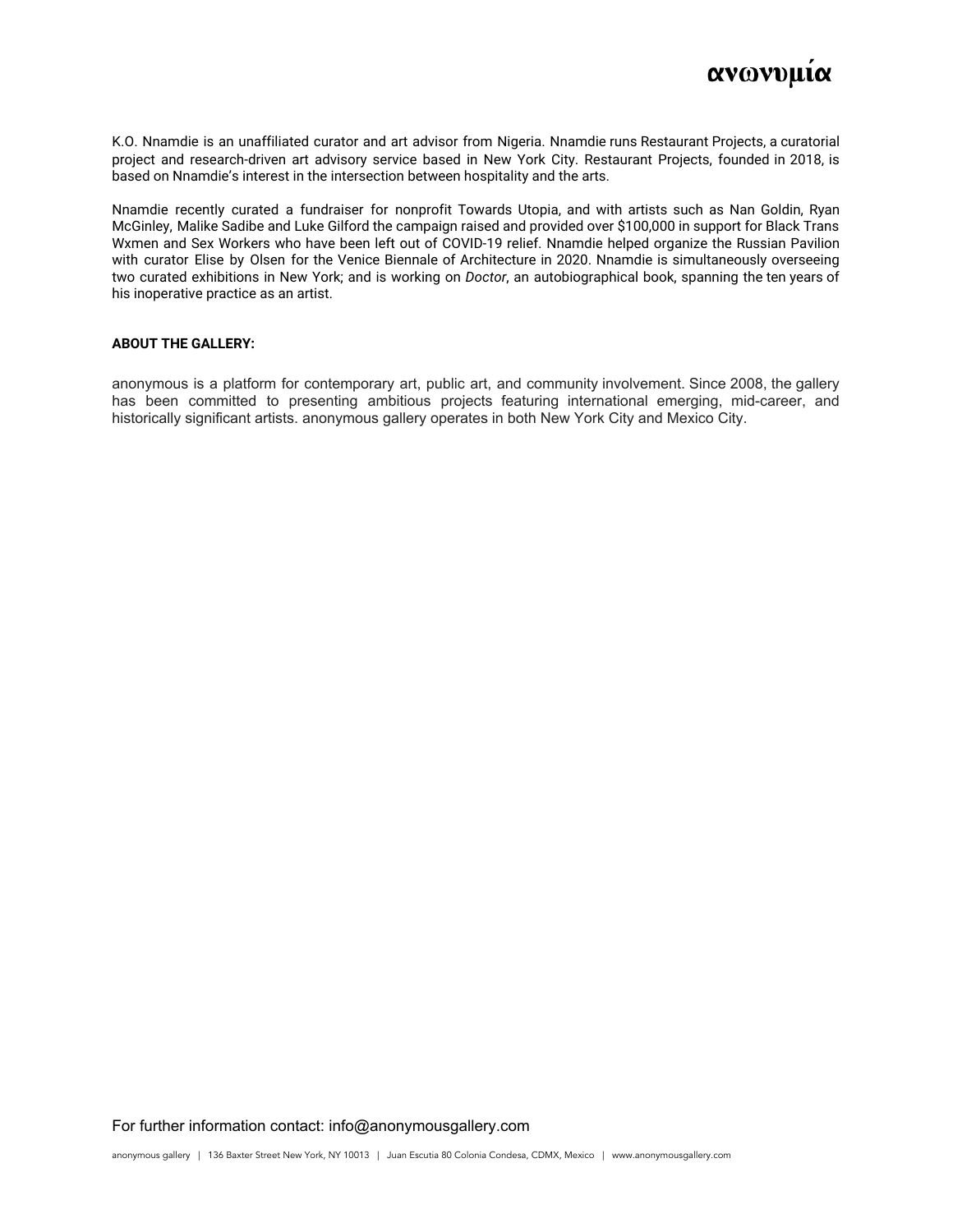K.O. Nnamdie is an unaffiliated curator and art advisor from Nigeria. Nnamdie runs Restaurant Projects, a curatorial project and research-driven art advisory service based in New York City. Restaurant Projects, founded in 2018, is based on Nnamdie's interest in the intersection between hospitality and the arts.

Nnamdie recently curated a fundraiser for nonprofit Towards Utopia, and with artists such as Nan Goldin, Ryan McGinley, Malike Sadibe and Luke Gilford the campaign raised and provided over $100,000 in support for Black Trans Wxmen and Sex Workers who have been left out of COVID-19 relief. Nnamdie helped organize the Russian Pavilion with curator Elise by Olsen for the Venice Biennale of Architecture in 2020. Nnamdie is simultaneously overseeing two curated exhibitions in New York; and is working on *Doctor*, an autobiographical book, spanning the ten years of his inoperative practice as an artist.

**ABOUT THE GALLERY:**

anonymous is a platform for contemporary art, public art, and community involvement. Since 2008, the gallery has been committed to presenting ambitious projects featuring international emerging, mid-career, and historically significant artists. anonymous gallery operates in both New York City and Mexico City.

For further information contact: info@anonymousgallery.com